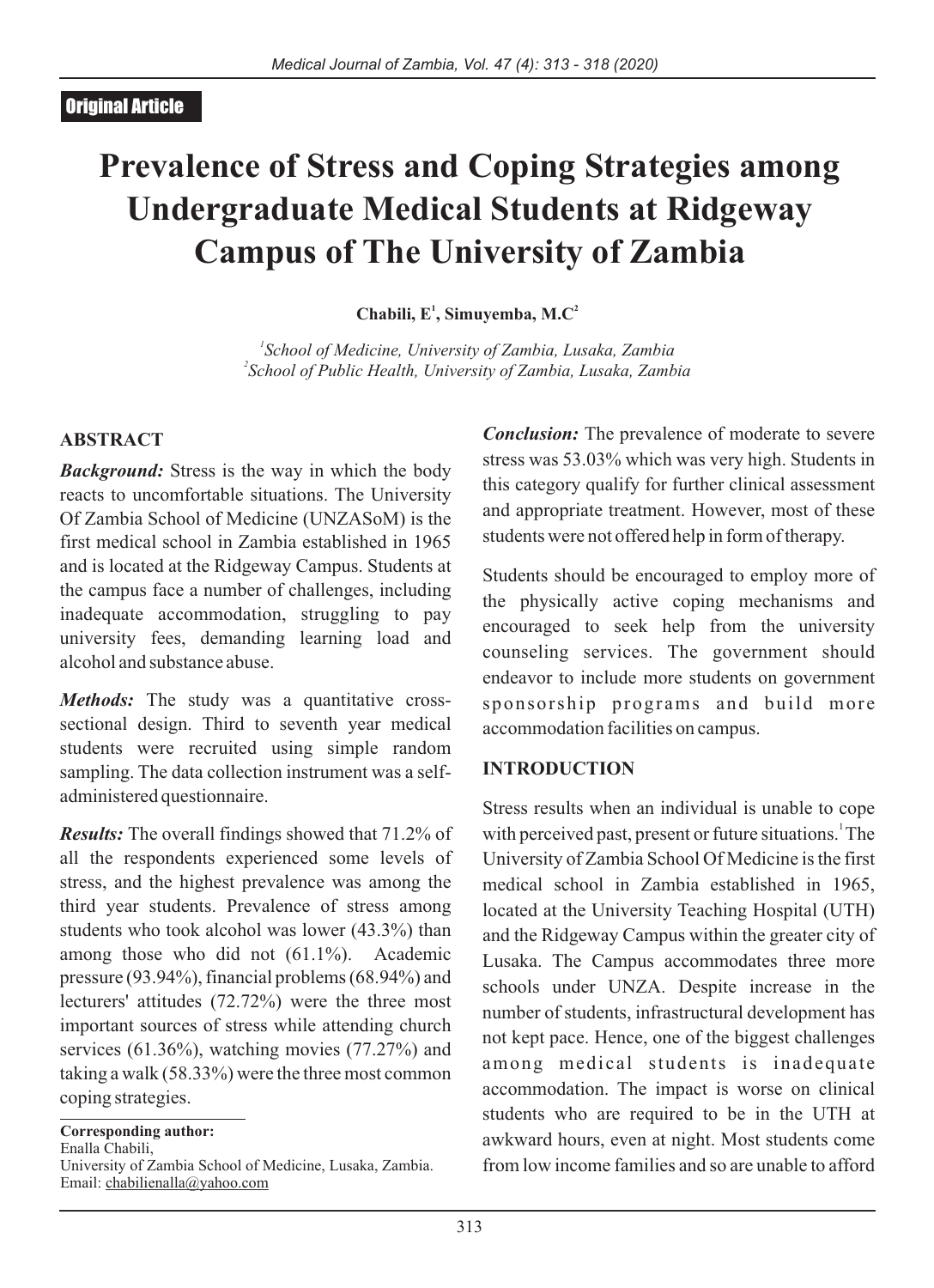Original Article

# Prevalence of Stress and Coping Strategies among Undergraduate Medical Students at Ridgeway Campus of The University of Zambia

**Chabili, E[1], Simuyemba, M.C[2]**

[1]*School of Medicine, University of Zambia, Lusaka, Zambia*
[2]*School of Public Health, University of Zambia, Lusaka, Zambia*

## ABSTRACT

***Background:*** Stress is the way in which the body reacts to uncomfortable situations. The University Of Zambia School of Medicine (UNZASoM) is the first medical school in Zambia established in 1965 and is located at the Ridgeway Campus. Students at the campus face a number of challenges, including inadequate accommodation, struggling to pay university fees, demanding learning load and alcohol and substance abuse.

***Methods:*** The study was a quantitative cross-sectional design. Third to seventh year medical students were recruited using simple random sampling. The data collection instrument was a self-administered questionnaire.

***Results:*** The overall findings showed that 71.2% of all the respondents experienced some levels of stress, and the highest prevalence was among the third year students. Prevalence of stress among students who took alcohol was lower (43.3%) than among those who did not (61.1%). Academic pressure (93.94%), financial problems (68.94%) and lecturers' attitudes (72.72%) were the three most important sources of stress while attending church services (61.36%), watching movies (77.27%) and taking a walk (58.33%) were the three most common coping strategies.

***Conclusion:*** The prevalence of moderate to severe stress was 53.03% which was very high. Students in this category qualify for further clinical assessment and appropriate treatment. However, most of these students were not offered help in form of therapy.

Students should be encouraged to employ more of the physically active coping mechanisms and encouraged to seek help from the university counseling services. The government should endeavor to include more students on government sponsorship programs and build more accommodation facilities on campus.

**Corresponding author:**
Enalla Chabili,
University of Zambia School of Medicine, Lusaka, Zambia.
Email: chabilienalla@yahoo.com

## INTRODUCTION

Stress results when an individual is unable to cope with perceived past, present or future situations.[1] The University of Zambia School Of Medicine is the first medical school in Zambia established in 1965, located at the University Teaching Hospital (UTH) and the Ridgeway Campus within the greater city of Lusaka. The Campus accommodates three more schools under UNZA. Despite increase in the number of students, infrastructural development has not kept pace. Hence, one of the biggest challenges among medical students is inadequate accommodation. The impact is worse on clinical students who are required to be in the UTH at awkward hours, even at night. Most students come from low income families and so are unable to afford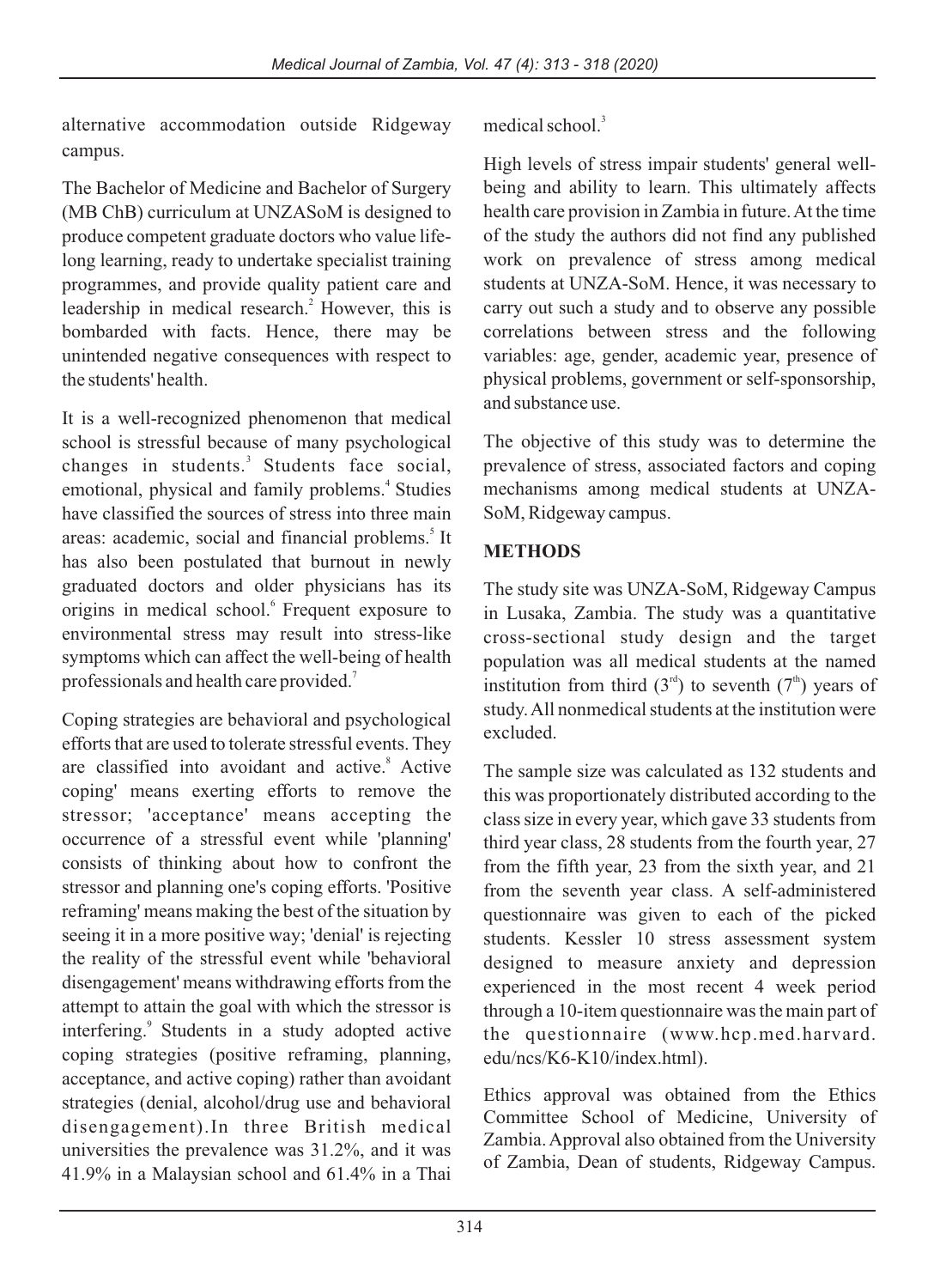alternative accommodation outside Ridgeway campus.

The Bachelor of Medicine and Bachelor of Surgery (MB ChB) curriculum at UNZASoM is designed to produce competent graduate doctors who value life-long learning, ready to undertake specialist training programmes, and provide quality patient care and leadership in medical research.[2] However, this is bombarded with facts. Hence, there may be unintended negative consequences with respect to the students' health.

It is a well-recognized phenomenon that medical school is stressful because of many psychological changes in students.[3] Students face social, emotional, physical and family problems.[4] Studies have classified the sources of stress into three main areas: academic, social and financial problems.[5] It has also been postulated that burnout in newly graduated doctors and older physicians has its origins in medical school.[6] Frequent exposure to environmental stress may result into stress-like symptoms which can affect the well-being of health professionals and health care provided.[7]

Coping strategies are behavioral and psychological efforts that are used to tolerate stressful events. They are classified into avoidant and active.[8] Active coping' means exerting efforts to remove the stressor; 'acceptance' means accepting the occurrence of a stressful event while 'planning' consists of thinking about how to confront the stressor and planning one's coping efforts. 'Positive reframing' means making the best of the situation by seeing it in a more positive way; 'denial' is rejecting the reality of the stressful event while 'behavioral disengagement' means withdrawing efforts from the attempt to attain the goal with which the stressor is interfering.[9] Students in a study adopted active coping strategies (positive reframing, planning, acceptance, and active coping) rather than avoidant strategies (denial, alcohol/drug use and behavioral disengagement).In three British medical universities the prevalence was 31.2%, and it was 41.9% in a Malaysian school and 61.4% in a Thai medical school.[3]

High levels of stress impair students' general well-being and ability to learn. This ultimately affects health care provision in Zambia in future. At the time of the study the authors did not find any published work on prevalence of stress among medical students at UNZA-SoM. Hence, it was necessary to carry out such a study and to observe any possible correlations between stress and the following variables: age, gender, academic year, presence of physical problems, government or self-sponsorship, and substance use.

The objective of this study was to determine the prevalence of stress, associated factors and coping mechanisms among medical students at UNZA-SoM, Ridgeway campus.

## METHODS

The study site was UNZA-SoM, Ridgeway Campus in Lusaka, Zambia. The study was a quantitative cross-sectional study design and the target population was all medical students at the named institution from third (3rd) to seventh (7th) years of study. All nonmedical students at the institution were excluded.

The sample size was calculated as 132 students and this was proportionately distributed according to the class size in every year, which gave 33 students from third year class, 28 students from the fourth year, 27 from the fifth year, 23 from the sixth year, and 21 from the seventh year class. A self-administered questionnaire was given to each of the picked students. Kessler 10 stress assessment system designed to measure anxiety and depression experienced in the most recent 4 week period through a 10-item questionnaire was the main part of the questionnaire (www.hcp.med.harvard.edu/ncs/K6-K10/index.html).

Ethics approval was obtained from the Ethics Committee School of Medicine, University of Zambia. Approval also obtained from the University of Zambia, Dean of students, Ridgeway Campus.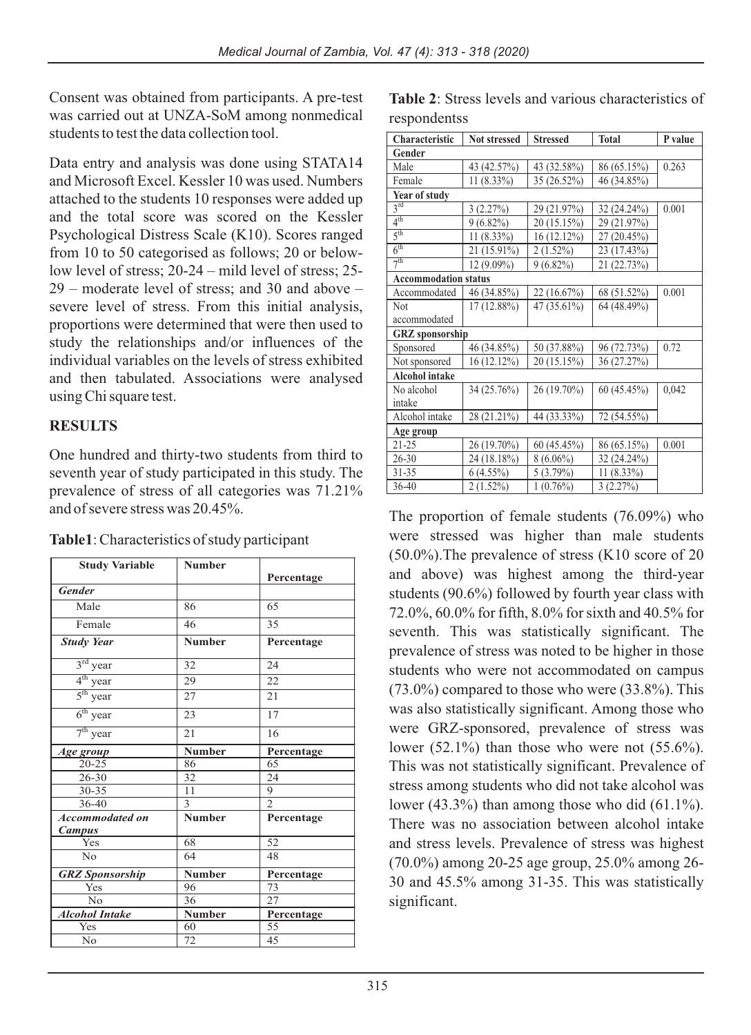Consent was obtained from participants. A pre-test was carried out at UNZA-SoM among nonmedical students to test the data collection tool.

Data entry and analysis was done using STATA14 and Microsoft Excel. Kessler 10 was used. Numbers attached to the students 10 responses were added up and the total score was scored on the Kessler Psychological Distress Scale (K10). Scores ranged from 10 to 50 categorised as follows; 20 or below-low level of stress; 20-24 – mild level of stress; 25-29 – moderate level of stress; and 30 and above – severe level of stress. From this initial analysis, proportions were determined that were then used to study the relationships and/or influences of the individual variables on the levels of stress exhibited and then tabulated. Associations were analysed using Chi square test.

## RESULTS

One hundred and thirty-two students from third to seventh year of study participated in this study. The prevalence of stress of all categories was 71.21% and of severe stress was 20.45%.

**Table1**: Characteristics of study participant

| Study Variable | Number | Percentage |
|---|---|---|
| ***Gender*** | | |
| Male | 86 | 65 |
| Female | 46 | 35 |
| ***Study Year*** | **Number** | **Percentage** |
| 3rd year | 32 | 24 |
| 4th year | 29 | 22 |
| 5th year | 27 | 21 |
| 6th year | 23 | 17 |
| 7th year | 21 | 16 |
| ***Age group*** | **Number** | **Percentage** |
| 20-25 | 86 | 65 |
| 26-30 | 32 | 24 |
| 30-35 | 11 | 9 |
| 36-40 | 3 | 2 |
| ***Accommodated on Campus*** | **Number** | **Percentage** |
| Yes | 68 | 52 |
| No | 64 | 48 |
| ***GRZ Sponsorship*** | **Number** | **Percentage** |
| Yes | 96 | 73 |
| No | 36 | 27 |
| ***Alcohol Intake*** | **Number** | **Percentage** |
| Yes | 60 | 55 |
| No | 72 | 45 |

**Table 2**: Stress levels and various characteristics of respondentss

| Characteristic | Not stressed | Stressed | Total | P value |
|---|---|---|---|---|
| **Gender** | | | | |
| Male | 43 (42.57%) | 43 (32.58%) | 86 (65.15%) | 0.263 |
| Female | 11 (8.33%) | 35 (26.52%) | 46 (34.85%) | |
| **Year of study** | | | | |
| 3rd | 3 (2.27%) | 29 (21.97%) | 32 (24.24%) | 0.001 |
| 4th | 9 (6.82%) | 20 (15.15%) | 29 (21.97%) | |
| 5th | 11 (8.33%) | 16 (12.12%) | 27 (20.45%) | |
| 6th | 21 (15.91%) | 2 (1.52%) | 23 (17.43%) | |
| 7th | 12 (9.09%) | 9 (6.82%) | 21 (22.73%) | |
| **Accommodation status** | | | | |
| Accommodated | 46 (34.85%) | 22 (16.67%) | 68 (51.52%) | 0.001 |
| Not accommodated | 17 (12.88%) | 47 (35.61%) | 64 (48.49%) | |
| **GRZ sponsorship** | | | | |
| Sponsored | 46 (34.85%) | 50 (37.88%) | 96 (72.73%) | 0.72 |
| Not sponsored | 16 (12.12%) | 20 (15.15%) | 36 (27.27%) | |
| **Alcohol intake** | | | | |
| No alcohol intake | 34 (25.76%) | 26 (19.70%) | 60 (45.45%) | 0,042 |
| Alcohol intake | 28 (21.21%) | 44 (33.33%) | 72 (54.55%) | |
| **Age group** | | | | |
| 21-25 | 26 (19.70%) | 60 (45.45%) | 86 (65.15%) | 0.001 |
| 26-30 | 24 (18.18%) | 8 (6.06%) | 32 (24.24%) | |
| 31-35 | 6 (4.55%) | 5 (3.79%) | 11 (8.33%) | |
| 36-40 | 2 (1.52%) | 1 (0.76%) | 3 (2.27%) | |

The proportion of female students (76.09%) who were stressed was higher than male students (50.0%).The prevalence of stress (K10 score of 20 and above) was highest among the third-year students (90.6%) followed by fourth year class with 72.0%, 60.0% for fifth, 8.0% for sixth and 40.5% for seventh. This was statistically significant. The prevalence of stress was noted to be higher in those students who were not accommodated on campus (73.0%) compared to those who were (33.8%). This was also statistically significant. Among those who were GRZ-sponsored, prevalence of stress was lower (52.1%) than those who were not (55.6%). This was not statistically significant. Prevalence of stress among students who did not take alcohol was lower (43.3%) than among those who did (61.1%). There was no association between alcohol intake and stress levels. Prevalence of stress was highest (70.0%) among 20-25 age group, 25.0% among 26-30 and 45.5% among 31-35. This was statistically significant.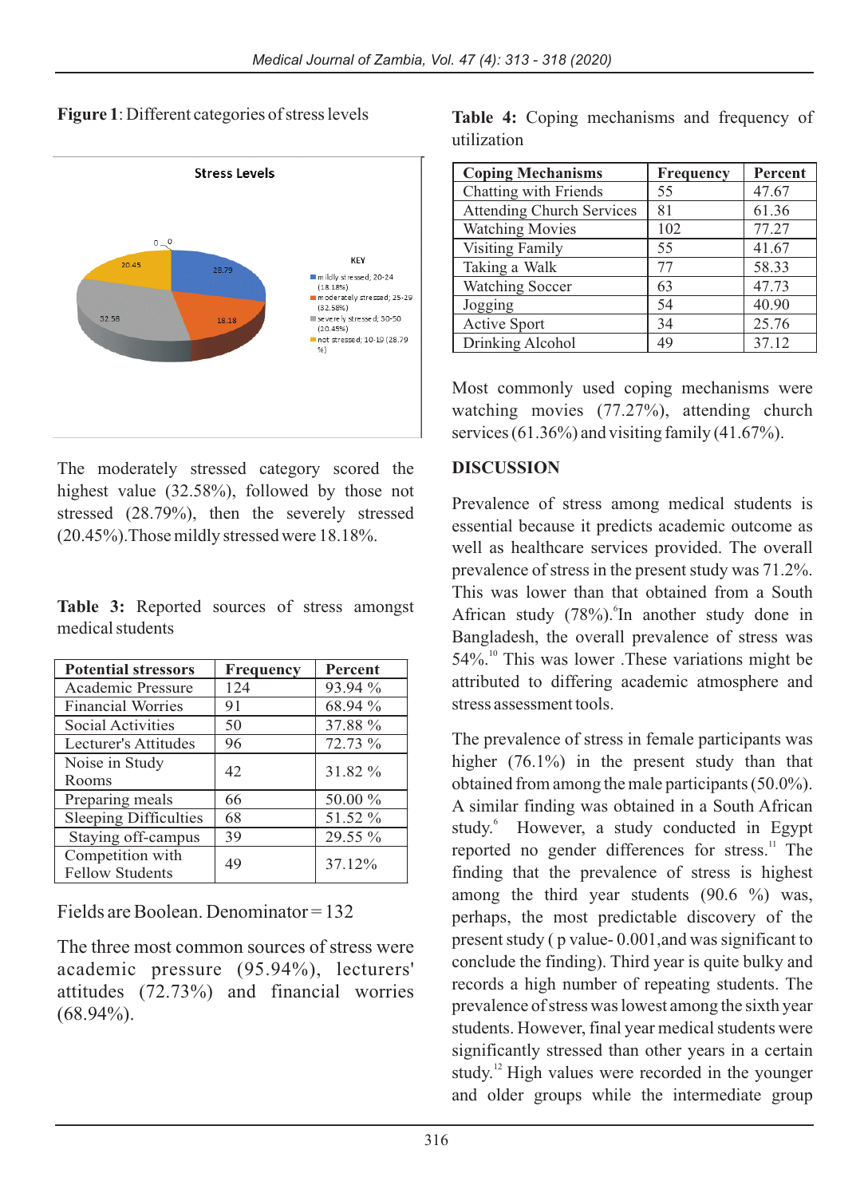**Figure 1**: Different categories of stress levels

The moderately stressed category scored the highest value (32.58%), followed by those not stressed (28.79%), then the severely stressed (20.45%).Those mildly stressed were 18.18%.

**Table 3:** Reported sources of stress amongst medical students

| Potential stressors | Frequency | Percent |
|---|---|---|
| Academic Pressure | 124 | 93.94 % |
| Financial Worries | 91 | 68.94 % |
| Social Activities | 50 | 37.88 % |
| Lecturer's Attitudes | 96 | 72.73 % |
| Noise in Study Rooms | 42 | 31.82 % |
| Preparing meals | 66 | 50.00 % |
| Sleeping Difficulties | 68 | 51.52 % |
| Staying off-campus | 39 | 29.55 % |
| Competition with Fellow Students | 49 | 37.12% |

Fields are Boolean. Denominator = 132

The three most common sources of stress were academic pressure (95.94%), lecturers' attitudes (72.73%) and financial worries (68.94%).

**Table 4:** Coping mechanisms and frequency of utilization

| Coping Mechanisms | Frequency | Percent |
|---|---|---|
| Chatting with Friends | 55 | 47.67 |
| Attending Church Services | 81 | 61.36 |
| Watching Movies | 102 | 77.27 |
| Visiting Family | 55 | 41.67 |
| Taking a Walk | 77 | 58.33 |
| Watching Soccer | 63 | 47.73 |
| Jogging | 54 | 40.90 |
| Active Sport | 34 | 25.76 |
| Drinking Alcohol | 49 | 37.12 |

Most commonly used coping mechanisms were watching movies (77.27%), attending church services (61.36%) and visiting family (41.67%).

## DISCUSSION

Prevalence of stress among medical students is essential because it predicts academic outcome as well as healthcare services provided. The overall prevalence of stress in the present study was 71.2%. This was lower than that obtained from a South African study (78%).[6]In another study done in Bangladesh, the overall prevalence of stress was 54%.[10] This was lower .These variations might be attributed to differing academic atmosphere and stress assessment tools.

The prevalence of stress in female participants was higher (76.1%) in the present study than that obtained from among the male participants (50.0%). A similar finding was obtained in a South African study.[6] However, a study conducted in Egypt reported no gender differences for stress.[11] The finding that the prevalence of stress is highest among the third year students (90.6 %) was, perhaps, the most predictable discovery of the present study ( p value- 0.001,and was significant to conclude the finding). Third year is quite bulky and records a high number of repeating students. The prevalence of stress was lowest among the sixth year students. However, final year medical students were significantly stressed than other years in a certain study.[12] High values were recorded in the younger and older groups while the intermediate group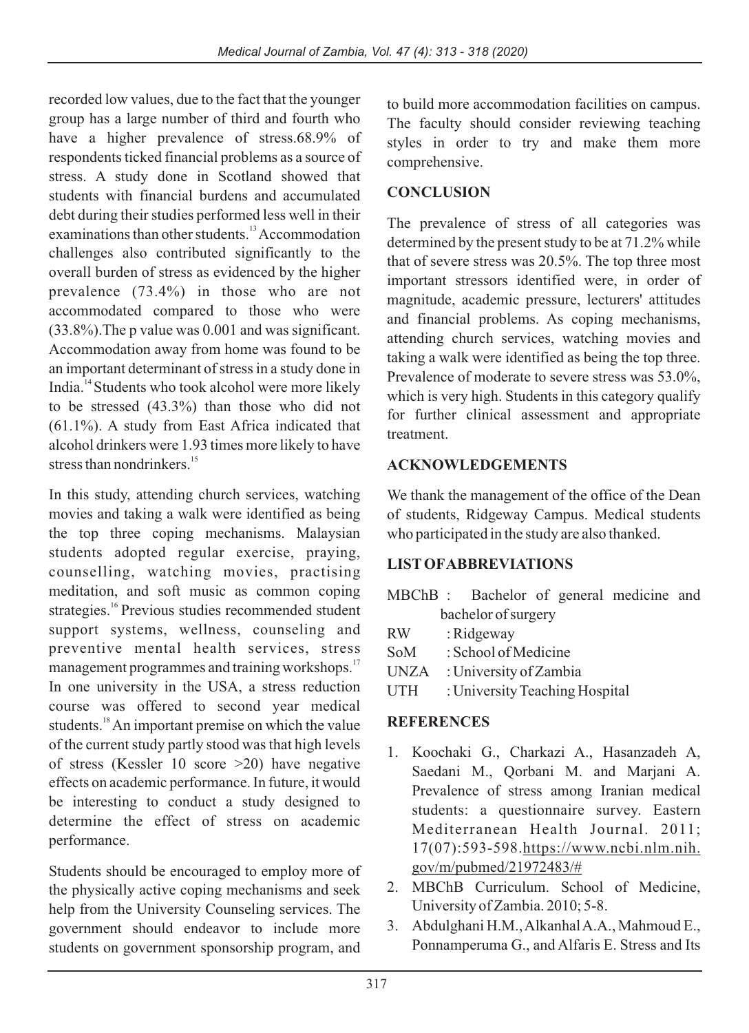recorded low values, due to the fact that the younger group has a large number of third and fourth who have a higher prevalence of stress.68.9% of respondents ticked financial problems as a source of stress. A study done in Scotland showed that students with financial burdens and accumulated debt during their studies performed less well in their examinations than other students.[13] Accommodation challenges also contributed significantly to the overall burden of stress as evidenced by the higher prevalence (73.4%) in those who are not accommodated compared to those who were (33.8%).The p value was 0.001 and was significant. Accommodation away from home was found to be an important determinant of stress in a study done in India.[14] Students who took alcohol were more likely to be stressed (43.3%) than those who did not (61.1%). A study from East Africa indicated that alcohol drinkers were 1.93 times more likely to have stress than nondrinkers.[15]

In this study, attending church services, watching movies and taking a walk were identified as being the top three coping mechanisms. Malaysian students adopted regular exercise, praying, counselling, watching movies, practising meditation, and soft music as common coping strategies.[16] Previous studies recommended student support systems, wellness, counseling and preventive mental health services, stress management programmes and training workshops.[17] In one university in the USA, a stress reduction course was offered to second year medical students.[18] An important premise on which the value of the current study partly stood was that high levels of stress (Kessler 10 score >20) have negative effects on academic performance. In future, it would be interesting to conduct a study designed to determine the effect of stress on academic performance.

Students should be encouraged to employ more of the physically active coping mechanisms and seek help from the University Counseling services. The government should endeavor to include more students on government sponsorship program, and to build more accommodation facilities on campus. The faculty should consider reviewing teaching styles in order to try and make them more comprehensive.

## CONCLUSION

The prevalence of stress of all categories was determined by the present study to be at 71.2% while that of severe stress was 20.5%. The top three most important stressors identified were, in order of magnitude, academic pressure, lecturers' attitudes and financial problems. As coping mechanisms, attending church services, watching movies and taking a walk were identified as being the top three. Prevalence of moderate to severe stress was 53.0%, which is very high. Students in this category qualify for further clinical assessment and appropriate treatment.

## ACKNOWLEDGEMENTS

We thank the management of the office of the Dean of students, Ridgeway Campus. Medical students who participated in the study are also thanked.

## LIST OF ABBREVIATIONS

- MBChB : Bachelor of general medicine and bachelor of surgery
- RW : Ridgeway
- SoM : School of Medicine
- UNZA : University of Zambia
- UTH : University Teaching Hospital

## REFERENCES

1. Koochaki G., Charkazi A., Hasanzadeh A, Saedani M., Qorbani M. and Marjani A. Prevalence of stress among Iranian medical students: a questionnaire survey. Eastern Mediterranean Health Journal. 2011; 17(07):593-598.https://www.ncbi.nlm.nih.gov/m/pubmed/21972483/#
2. MBChB Curriculum. School of Medicine, University of Zambia. 2010; 5-8.
3. Abdulghani H.M., Alkanhal A.A., Mahmoud E., Ponnamperuma G., and Alfaris E. Stress and Its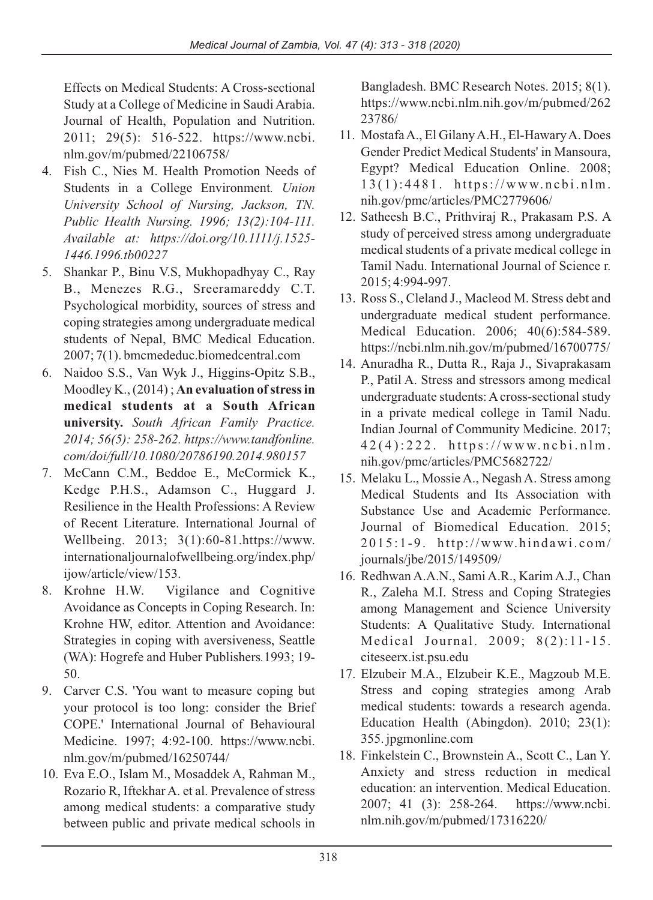Effects on Medical Students: A Cross-sectional Study at a College of Medicine in Saudi Arabia. Journal of Health, Population and Nutrition. 2011; 29(5): 516-522. https://www.ncbi.nlm.gov/m/pubmed/22106758/

4. Fish C., Nies M. Health Promotion Needs of Students in a College Environment. *Union University School of Nursing, Jackson, TN. Public Health Nursing. 1996; 13(2):104-111. Available at: https://doi.org/10.1111/j.1525-1446.1996.tb00227*
5. Shankar P., Binu V.S, Mukhopadhyay C., Ray B., Menezes R.G., Sreeramareddy C.T. Psychological morbidity, sources of stress and coping strategies among undergraduate medical students of Nepal, BMC Medical Education. 2007; 7(1). bmcmededuc.biomedcentral.com
6. Naidoo S.S., Van Wyk J., Higgins-Opitz S.B., Moodley K., (2014) ; **An evaluation of stress in medical students at a South African university.** *South African Family Practice. 2014; 56(5): 258-262. https://www.tandfonline.com/doi/full/10.1080/20786190.2014.980157*
7. McCann C.M., Beddoe E., McCormick K., Kedge P.H.S., Adamson C., Huggard J. Resilience in the Health Professions: A Review of Recent Literature. International Journal of Wellbeing. 2013; 3(1):60-81.https://www.internationaljournalofwellbeing.org/index.php/ijow/article/view/153.
8. Krohne H.W. Vigilance and Cognitive Avoidance as Concepts in Coping Research. In: Krohne HW, editor. Attention and Avoidance: Strategies in coping with aversiveness, Seattle (WA): Hogrefe and Huber Publishers.1993; 19-50.
9. Carver C.S. 'You want to measure coping but your protocol is too long: consider the Brief COPE.' International Journal of Behavioural Medicine. 1997; 4:92-100. https://www.ncbi.nlm.gov/m/pubmed/16250744/
10. Eva E.O., Islam M., Mosaddek A, Rahman M., Rozario R, Iftekhar A. et al. Prevalence of stress among medical students: a comparative study between public and private medical schools in Bangladesh. BMC Research Notes. 2015; 8(1). https://www.ncbi.nlm.nih.gov/m/pubmed/26223786/
11. Mostafa A., El Gilany A.H., El-Hawary A. Does Gender Predict Medical Students' in Mansoura, Egypt? Medical Education Online. 2008; 13(1):4481. https://www.ncbi.nlm.nih.gov/pmc/articles/PMC2779606/
12. Satheesh B.C., Prithviraj R., Prakasam P.S. A study of perceived stress among undergraduate medical students of a private medical college in Tamil Nadu. International Journal of Science r. 2015; 4:994-997.
13. Ross S., Cleland J., Macleod M. Stress debt and undergraduate medical student performance. Medical Education. 2006; 40(6):584-589. https://ncbi.nlm.nih.gov/m/pubmed/16700775/
14. Anuradha R., Dutta R., Raja J., Sivaprakasam P., Patil A. Stress and stressors among medical undergraduate students: A cross-sectional study in a private medical college in Tamil Nadu. Indian Journal of Community Medicine. 2017; 42(4):222. https://www.ncbi.nlm.nih.gov/pmc/articles/PMC5682722/
15. Melaku L., Mossie A., Negash A. Stress among Medical Students and Its Association with Substance Use and Academic Performance. Journal of Biomedical Education. 2015; 2015:1-9. http://www.hindawi.com/journals/jbe/2015/149509/
16. Redhwan A.A.N., Sami A.R., Karim A.J., Chan R., Zaleha M.I. Stress and Coping Strategies among Management and Science University Students: A Qualitative Study. International Medical Journal. 2009; 8(2):11-15. citeseerx.ist.psu.edu
17. Elzubeir M.A., Elzubeir K.E., Magzoub M.E. Stress and coping strategies among Arab medical students: towards a research agenda. Education Health (Abingdon). 2010; 23(1): 355. jpgmonline.com
18. Finkelstein C., Brownstein A., Scott C., Lan Y. Anxiety and stress reduction in medical education: an intervention. Medical Education. 2007; 41 (3): 258-264. https://www.ncbi.nlm.nih.gov/m/pubmed/17316220/